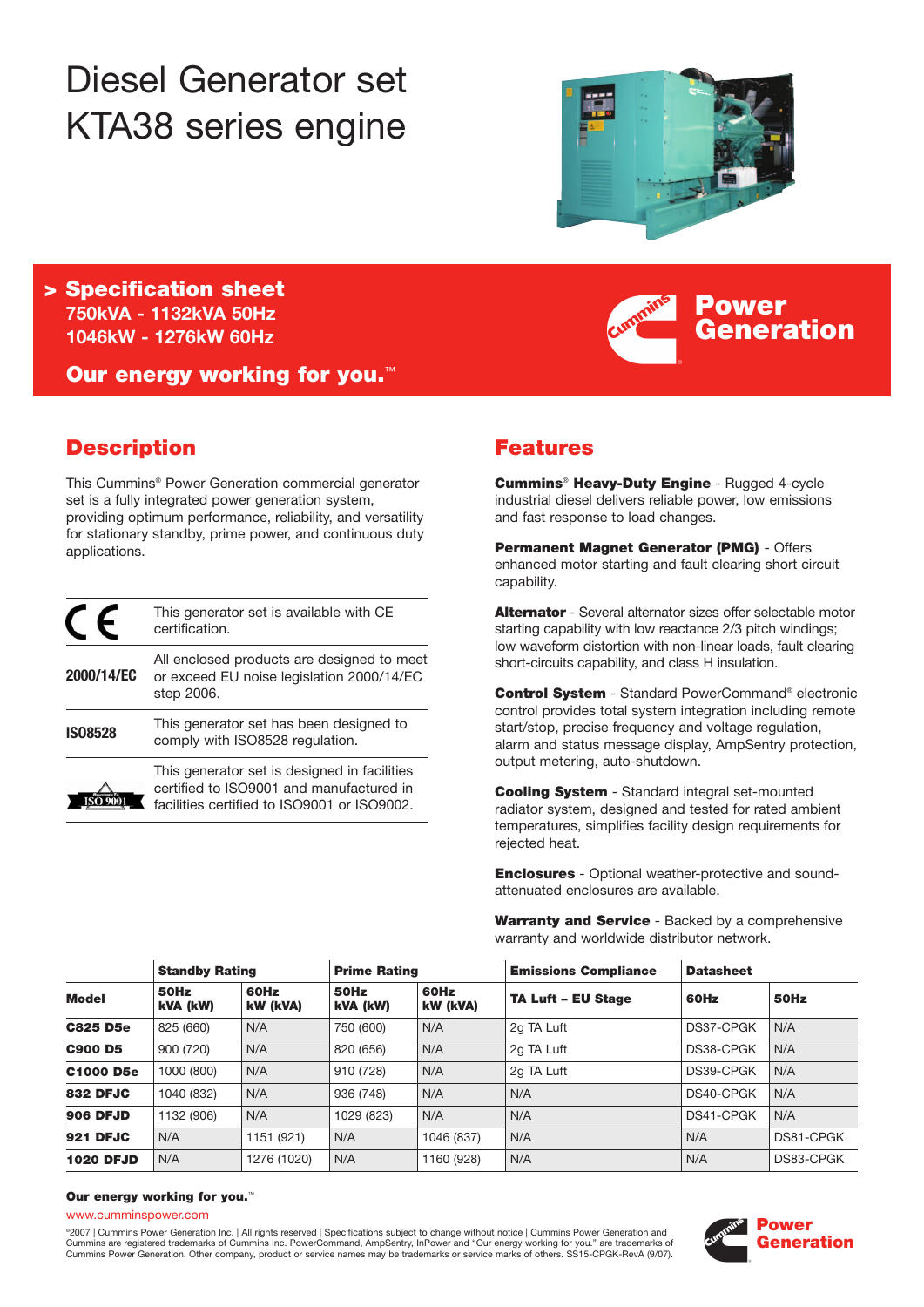# Diesel Generator set KTA38 series engine

## > Specification sheet

**750kVA - 1132kVA 50Hz**
**1046kW - 1276kW 60Hz**

**Our energy working for you.™**

**Power Generation**

## Description

This Cummins® Power Generation commercial generator set is a fully integrated power generation system, providing optimum performance, reliability, and versatility for stationary standby, prime power, and continuous duty applications.

| | |
|---|---|
| CE | This generator set is available with CE certification. |
| **2000/14/EC** | All enclosed products are designed to meet or exceed EU noise legislation 2000/14/EC step 2006. |
| **ISO8528** | This generator set has been designed to comply with ISO8528 regulation. |
| ISO 9001 | This generator set is designed in facilities certified to ISO9001 and manufactured in facilities certified to ISO9001 or ISO9002. |

## Features

**Cummins® Heavy-Duty Engine** - Rugged 4-cycle industrial diesel delivers reliable power, low emissions and fast response to load changes.

**Permanent Magnet Generator (PMG)** - Offers enhanced motor starting and fault clearing short circuit capability.

**Alternator** - Several alternator sizes offer selectable motor starting capability with low reactance 2/3 pitch windings; low waveform distortion with non-linear loads, fault clearing short-circuits capability, and class H insulation.

**Control System** - Standard PowerCommand® electronic control provides total system integration including remote start/stop, precise frequency and voltage regulation, alarm and status message display, AmpSentry protection, output metering, auto-shutdown.

**Cooling System** - Standard integral set-mounted radiator system, designed and tested for rated ambient temperatures, simplifies facility design requirements for rejected heat.

**Enclosures** - Optional weather-protective and sound-attenuated enclosures are available.

**Warranty and Service** - Backed by a comprehensive warranty and worldwide distributor network.

| | **Standby Rating** | | **Prime Rating** | | **Emissions Compliance** | **Datasheet** | |
|---|---|---|---|---|---|---|---|
| **Model** | **50Hz kVA (kW)** | **60Hz kW (kVA)** | **50Hz kVA (kW)** | **60Hz kW (kVA)** | **TA Luft – EU Stage** | **60Hz** | **50Hz** |
| **C825 D5e** | 825 (660) | N/A | 750 (600) | N/A | 2g TA Luft | DS37-CPGK | N/A |
| **C900 D5** | 900 (720) | N/A | 820 (656) | N/A | 2g TA Luft | DS38-CPGK | N/A |
| **C1000 D5e** | 1000 (800) | N/A | 910 (728) | N/A | 2g TA Luft | DS39-CPGK | N/A |
| **832 DFJC** | 1040 (832) | N/A | 936 (748) | N/A | N/A | DS40-CPGK | N/A |
| **906 DFJD** | 1132 (906) | N/A | 1029 (823) | N/A | N/A | DS41-CPGK | N/A |
| **921 DFJC** | N/A | 1151 (921) | N/A | 1046 (837) | N/A | N/A | DS81-CPGK |
| **1020 DFJD** | N/A | 1276 (1020) | N/A | 1160 (928) | N/A | N/A | DS83-CPGK |

**Our energy working for you.™**

www.cumminspower.com

©2007 | Cummins Power Generation Inc. | All rights reserved | Specifications subject to change without notice | Cummins Power Generation and Cummins are registered trademarks of Cummins Inc. PowerCommand, AmpSentry, InPower and "Our energy working for you." are trademarks of Cummins Power Generation. Other company, product or service names may be trademarks or service marks of others. SS15-CPGK-RevA (9/07).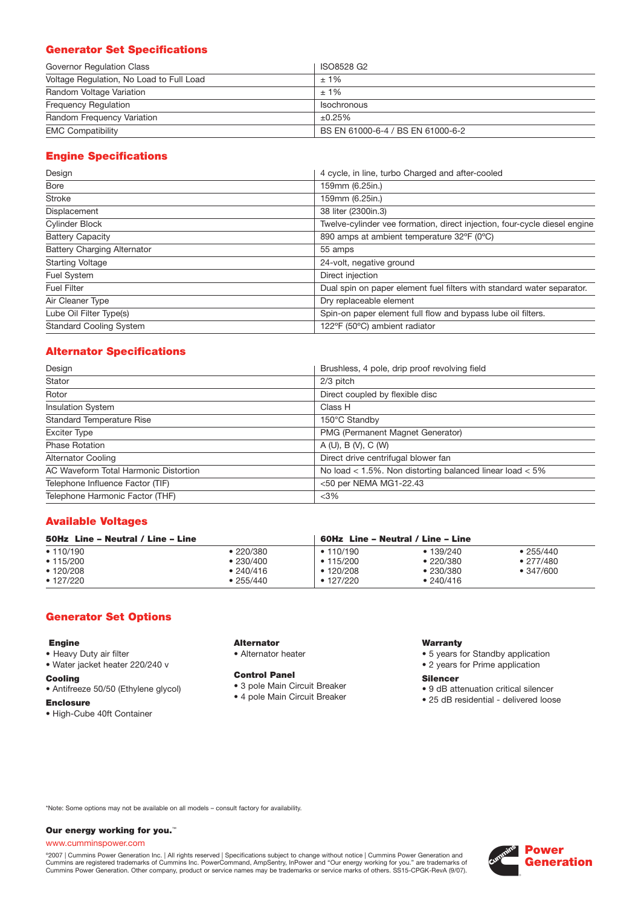## Generator Set Specifications

| | |
|---|---|
| Governor Regulation Class | ISO8528 G2 |
| Voltage Regulation, No Load to Full Load | ± 1% |
| Random Voltage Variation | ± 1% |
| Frequency Regulation | Isochronous |
| Random Frequency Variation | ±0.25% |
| EMC Compatibility | BS EN 61000-6-4 / BS EN 61000-6-2 |

## Engine Specifications

| | |
|---|---|
| Design | 4 cycle, in line, turbo Charged and after-cooled |
| Bore | 159mm (6.25in.) |
| Stroke | 159mm (6.25in.) |
| Displacement | 38 liter (2300in.3) |
| Cylinder Block | Twelve-cylinder vee formation, direct injection, four-cycle diesel engine |
| Battery Capacity | 890 amps at ambient temperature 32°F (0°C) |
| Battery Charging Alternator | 55 amps |
| Starting Voltage | 24-volt, negative ground |
| Fuel System | Direct injection |
| Fuel Filter | Dual spin on paper element fuel filters with standard water separator. |
| Air Cleaner Type | Dry replaceable element |
| Lube Oil Filter Type(s) | Spin-on paper element full flow and bypass lube oil filters. |
| Standard Cooling System | 122°F (50°C) ambient radiator |

## Alternator Specifications

| | |
|---|---|
| Design | Brushless, 4 pole, drip proof revolving field |
| Stator | 2/3 pitch |
| Rotor | Direct coupled by flexible disc |
| Insulation System | Class H |
| Standard Temperature Rise | 150°C Standby |
| Exciter Type | PMG (Permanent Magnet Generator) |
| Phase Rotation | A (U), B (V), C (W) |
| Alternator Cooling | Direct drive centrifugal blower fan |
| AC Waveform Total Harmonic Distortion | No load < 1.5%. Non distorting balanced linear load < 5% |
| Telephone Influence Factor (TIF) | <50 per NEMA MG1-22.43 |
| Telephone Harmonic Factor (THF) | <3% |

## Available Voltages

| 50Hz Line – Neutral / Line – Line | | 60Hz Line – Neutral / Line – Line | | |
|---|---|---|---|---|
| • 110/190 | • 220/380 | • 110/190 | • 139/240 | • 255/440 |
| • 115/200 | • 230/400 | • 115/200 | • 220/380 | • 277/480 |
| • 120/208 | • 240/416 | • 120/208 | • 230/380 | • 347/600 |
| • 127/220 | • 255/440 | • 127/220 | • 240/416 | |

## Generator Set Options

**Engine**
- Heavy Duty air filter
- Water jacket heater 220/240 v

**Cooling**
- Antifreeze 50/50 (Ethylene glycol)

**Enclosure**
- High-Cube 40ft Container

**Alternator**
- Alternator heater

**Control Panel**
- 3 pole Main Circuit Breaker
- 4 pole Main Circuit Breaker

**Warranty**
- 5 years for Standby application
- 2 years for Prime application

**Silencer**
- 9 dB attenuation critical silencer
- 25 dB residential - delivered loose

*Note: Some options may not be available on all models – consult factory for availability.

**Our energy working for you.™**

www.cumminspower.com

©2007 | Cummins Power Generation Inc. | All rights reserved | Specifications subject to change without notice | Cummins Power Generation and Cummins are registered trademarks of Cummins Inc. PowerCommand, AmpSentry, InPower and "Our energy working for you." are trademarks of Cummins Power Generation. Other company, product or service names may be trademarks or service marks of others. SS15-CPGK-RevA (9/07).

Power Generation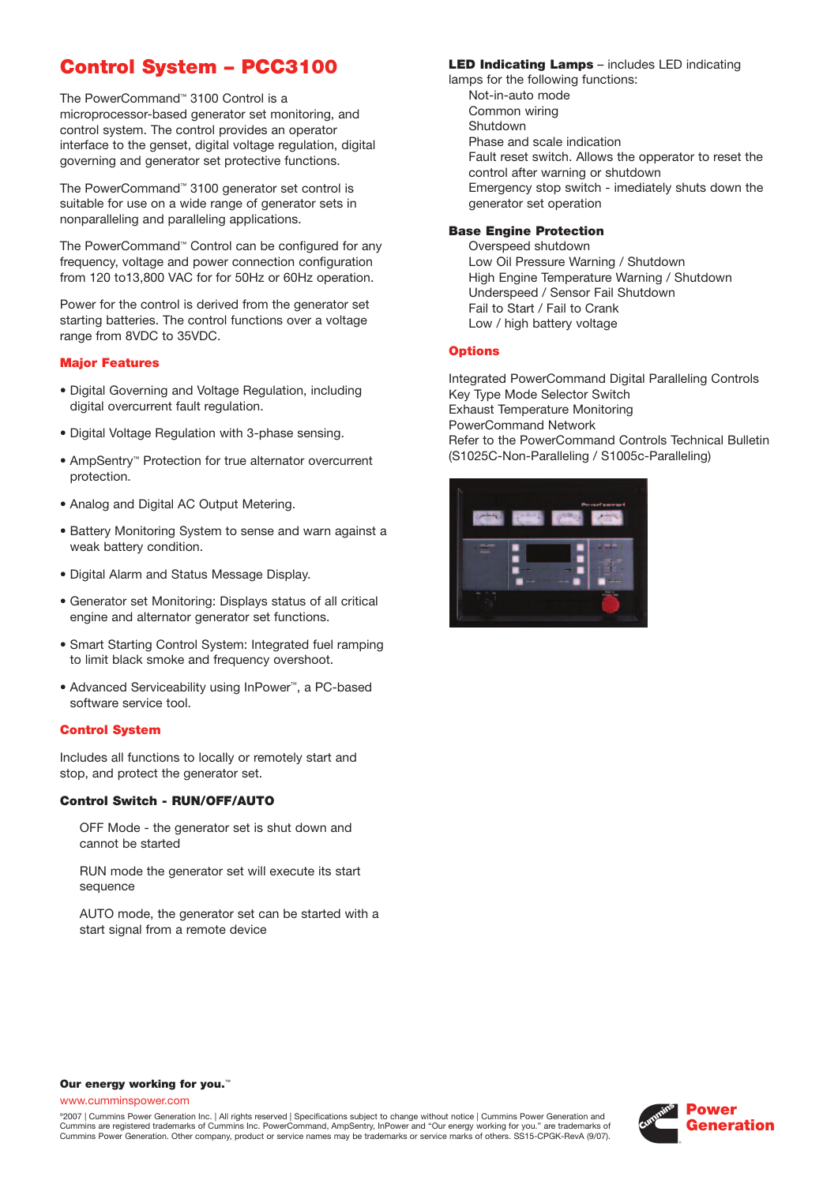# Control System – PCC3100

The PowerCommand™ 3100 Control is a microprocessor-based generator set monitoring, and control system. The control provides an operator interface to the genset, digital voltage regulation, digital governing and generator set protective functions.

The PowerCommand™ 3100 generator set control is suitable for use on a wide range of generator sets in nonparalleling and paralleling applications.

The PowerCommand™ Control can be configured for any frequency, voltage and power connection configuration from 120 to13,800 VAC for for 50Hz or 60Hz operation.

Power for the control is derived from the generator set starting batteries. The control functions over a voltage range from 8VDC to 35VDC.

## Major Features

- Digital Governing and Voltage Regulation, including digital overcurrent fault regulation.
- Digital Voltage Regulation with 3-phase sensing.
- AmpSentry™ Protection for true alternator overcurrent protection.
- Analog and Digital AC Output Metering.
- Battery Monitoring System to sense and warn against a weak battery condition.
- Digital Alarm and Status Message Display.
- Generator set Monitoring: Displays status of all critical engine and alternator generator set functions.
- Smart Starting Control System: Integrated fuel ramping to limit black smoke and frequency overshoot.
- Advanced Serviceability using InPower™, a PC-based software service tool.

## Control System

Includes all functions to locally or remotely start and stop, and protect the generator set.

**Control Switch - RUN/OFF/AUTO**

OFF Mode - the generator set is shut down and cannot be started

RUN mode the generator set will execute its start sequence

AUTO mode, the generator set can be started with a start signal from a remote device

**LED Indicating Lamps** – includes LED indicating lamps for the following functions:

Not-in-auto mode
Common wiring
Shutdown
Phase and scale indication
Fault reset switch. Allows the opperator to reset the control after warning or shutdown
Emergency stop switch - imediately shuts down the generator set operation

**Base Engine Protection**

Overspeed shutdown
Low Oil Pressure Warning / Shutdown
High Engine Temperature Warning / Shutdown
Underspeed / Sensor Fail Shutdown
Fail to Start / Fail to Crank
Low / high battery voltage

## Options

Integrated PowerCommand Digital Paralleling Controls
Key Type Mode Selector Switch
Exhaust Temperature Monitoring
PowerCommand Network
Refer to the PowerCommand Controls Technical Bulletin (S1025C-Non-Paralleling / S1005c-Paralleling)

**Our energy working for you.™**

www.cumminspower.com

©2007 | Cummins Power Generation Inc. | All rights reserved | Specifications subject to change without notice | Cummins Power Generation and Cummins are registered trademarks of Cummins Inc. PowerCommand, AmpSentry, InPower and "Our energy working for you." are trademarks of Cummins Power Generation. Other company, product or service names may be trademarks or service marks of others. SS15-CPGK-RevA (9/07).

Power Generation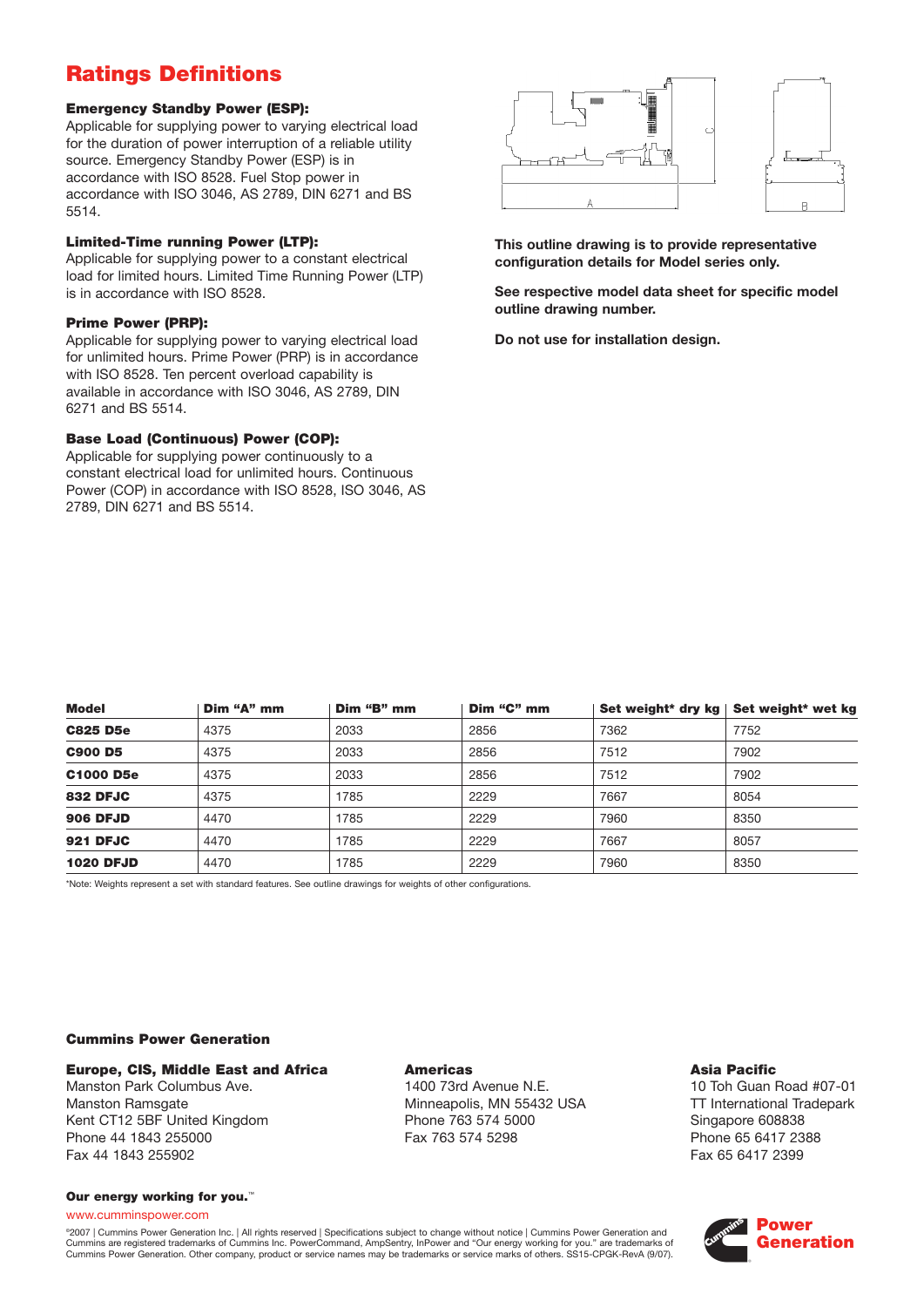## Ratings Definitions

**Emergency Standby Power (ESP):**
Applicable for supplying power to varying electrical load for the duration of power interruption of a reliable utility source. Emergency Standby Power (ESP) is in accordance with ISO 8528. Fuel Stop power in accordance with ISO 3046, AS 2789, DIN 6271 and BS 5514.

**Limited-Time running Power (LTP):**
Applicable for supplying power to a constant electrical load for limited hours. Limited Time Running Power (LTP) is in accordance with ISO 8528.

**Prime Power (PRP):**
Applicable for supplying power to varying electrical load for unlimited hours. Prime Power (PRP) is in accordance with ISO 8528. Ten percent overload capability is available in accordance with ISO 3046, AS 2789, DIN 6271 and BS 5514.

**Base Load (Continuous) Power (COP):**
Applicable for supplying power continuously to a constant electrical load for unlimited hours. Continuous Power (COP) in accordance with ISO 8528, ISO 3046, AS 2789, DIN 6271 and BS 5514.

A

B

C

**This outline drawing is to provide representative configuration details for Model series only.**

**See respective model data sheet for specific model outline drawing number.**

**Do not use for installation design.**

| Model | Dim "A" mm | Dim "B" mm | Dim "C" mm | Set weight* dry kg | Set weight* wet kg |
|---|---|---|---|---|---|
| **C825 D5e** | 4375 | 2033 | 2856 | 7362 | 7752 |
| **C900 D5** | 4375 | 2033 | 2856 | 7512 | 7902 |
| **C1000 D5e** | 4375 | 2033 | 2856 | 7512 | 7902 |
| **832 DFJC** | 4375 | 1785 | 2229 | 7667 | 8054 |
| **906 DFJD** | 4470 | 1785 | 2229 | 7960 | 8350 |
| **921 DFJC** | 4470 | 1785 | 2229 | 7667 | 8057 |
| **1020 DFJD** | 4470 | 1785 | 2229 | 7960 | 8350 |

*Note: Weights represent a set with standard features. See outline drawings for weights of other configurations.

**Cummins Power Generation**

**Europe, CIS, Middle East and Africa**
Manston Park Columbus Ave.
Manston Ramsgate
Kent CT12 5BF United Kingdom
Phone 44 1843 255000
Fax 44 1843 255902

**Americas**
1400 73rd Avenue N.E.
Minneapolis, MN 55432 USA
Phone 763 574 5000
Fax 763 574 5298

**Asia Pacific**
10 Toh Guan Road #07-01
TT International Tradepark
Singapore 608838
Phone 65 6417 2388
Fax 65 6417 2399

**Our energy working for you.**™

www.cumminspower.com

©2007 | Cummins Power Generation Inc. | All rights reserved | Specifications subject to change without notice | Cummins Power Generation and Cummins are registered trademarks of Cummins Inc. PowerCommand, AmpSentry, InPower and "Our energy working for you." are trademarks of Cummins Power Generation. Other company, product or service names may be trademarks or service marks of others. SS15-CPGK-RevA (9/07).

Cummins Power Generation